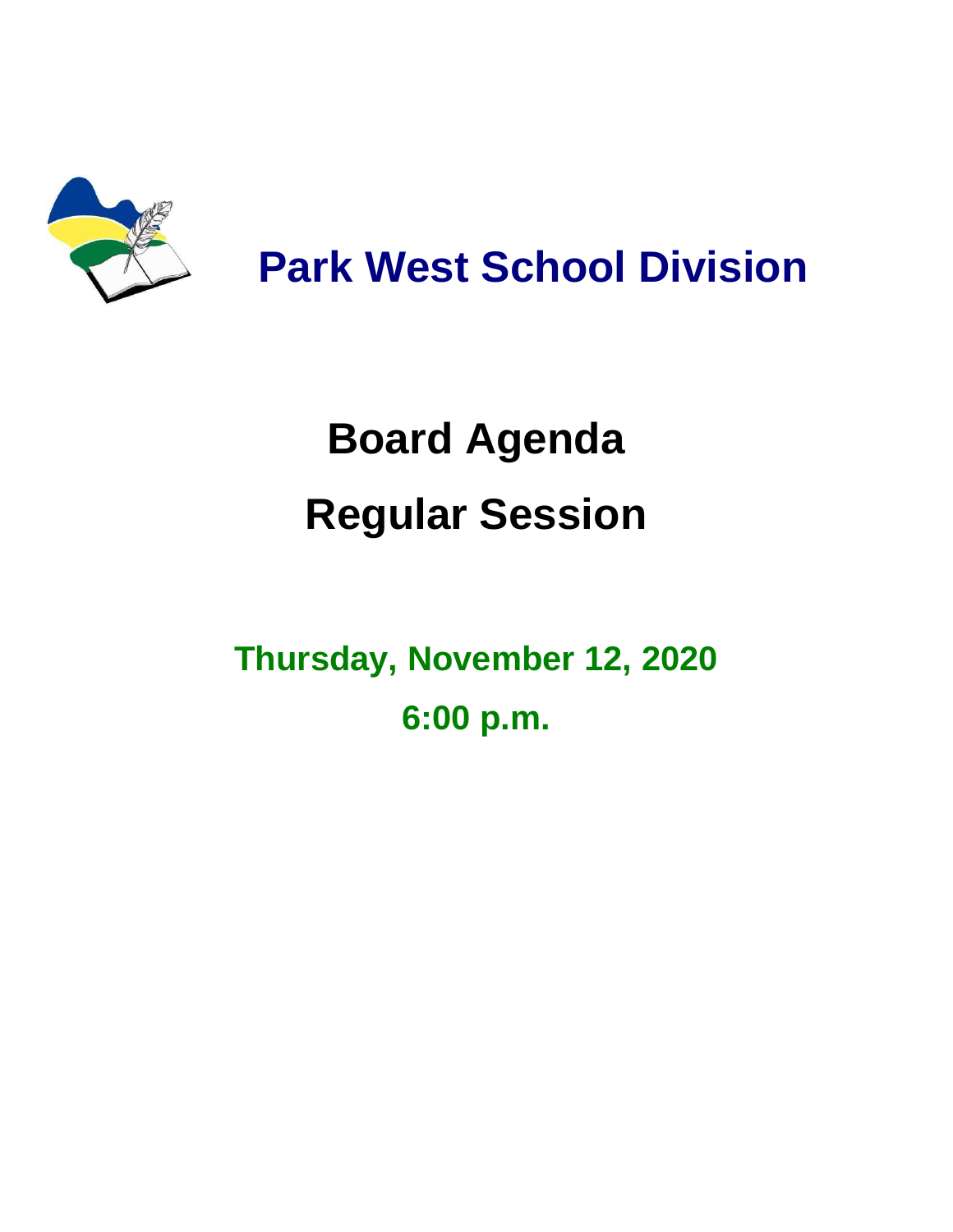# Park West School Division

# Board Agenda

# Regular Session

**Thursday, November 12, 2020**

**6:00 p.m.**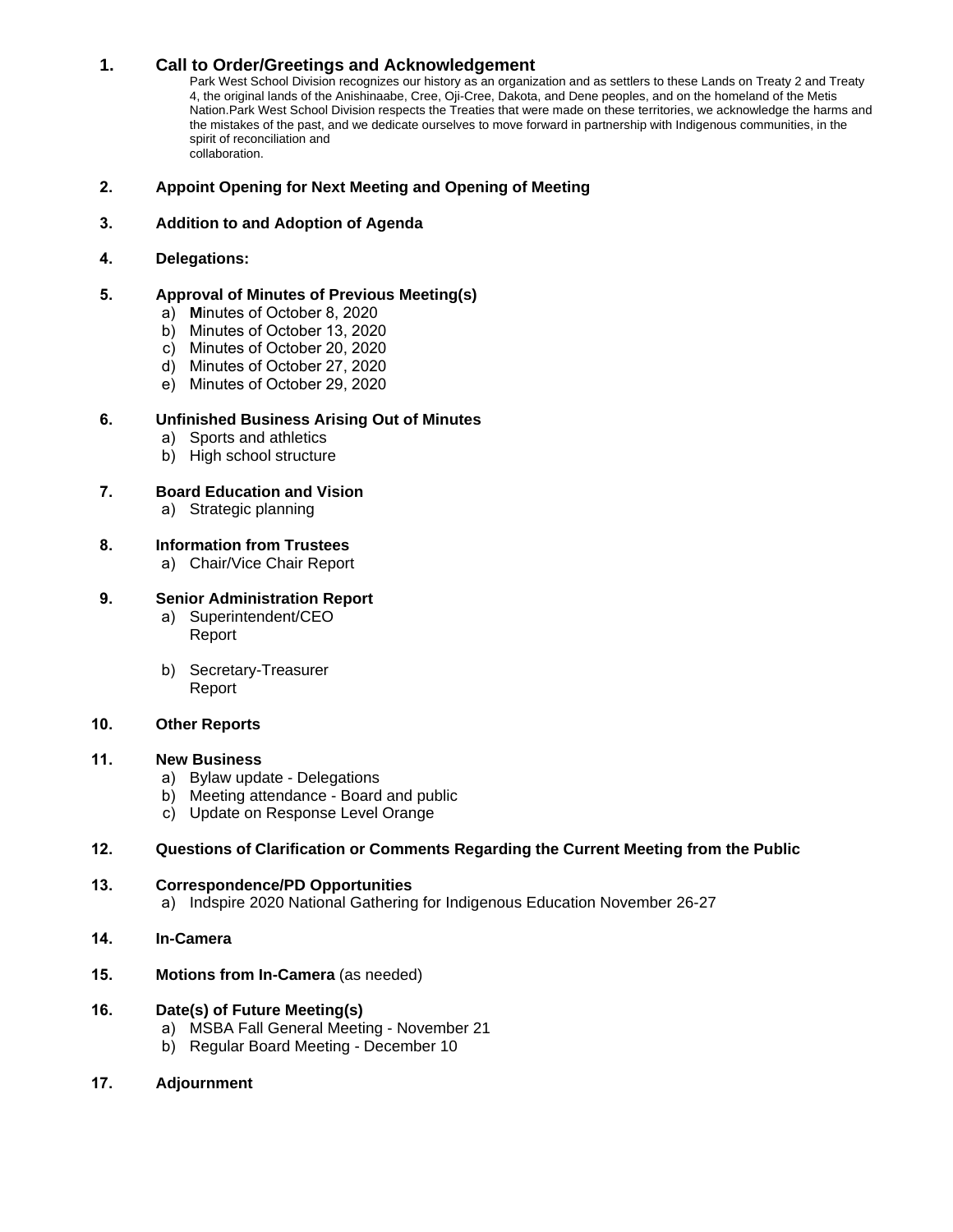1. **Call to Order/Greetings and Acknowledgement**

   Park West School Division recognizes our history as an organization and as settlers to these Lands on Treaty 2 and Treaty 4, the original lands of the Anishinaabe, Cree, Oji-Cree, Dakota, and Dene peoples, and on the homeland of the Metis Nation.Park West School Division respects the Treaties that were made on these territories, we acknowledge the harms and the mistakes of the past, and we dedicate ourselves to move forward in partnership with Indigenous communities, in the spirit of reconciliation and collaboration.

2. **Appoint Opening for Next Meeting and Opening of Meeting**

3. **Addition to and Adoption of Agenda**

4. **Delegations:**

5. **Approval of Minutes of Previous Meeting(s)**
   a) Minutes of October 8, 2020
   b) Minutes of October 13, 2020
   c) Minutes of October 20, 2020
   d) Minutes of October 27, 2020
   e) Minutes of October 29, 2020

6. **Unfinished Business Arising Out of Minutes**
   a) Sports and athletics
   b) High school structure

7. **Board Education and Vision**
   a) Strategic planning

8. **Information from Trustees**
   a) Chair/Vice Chair Report

9. **Senior Administration Report**
   a) Superintendent/CEO Report
   b) Secretary-Treasurer Report

10. **Other Reports**

11. **New Business**
    a) Bylaw update - Delegations
    b) Meeting attendance - Board and public
    c) Update on Response Level Orange

12. **Questions of Clarification or Comments Regarding the Current Meeting from the Public**

13. **Correspondence/PD Opportunities**
    a) Indspire 2020 National Gathering for Indigenous Education November 26-27

14. **In-Camera**

15. **Motions from In-Camera** (as needed)

16. **Date(s) of Future Meeting(s)**
    a) MSBA Fall General Meeting - November 21
    b) Regular Board Meeting - December 10

17. **Adjournment**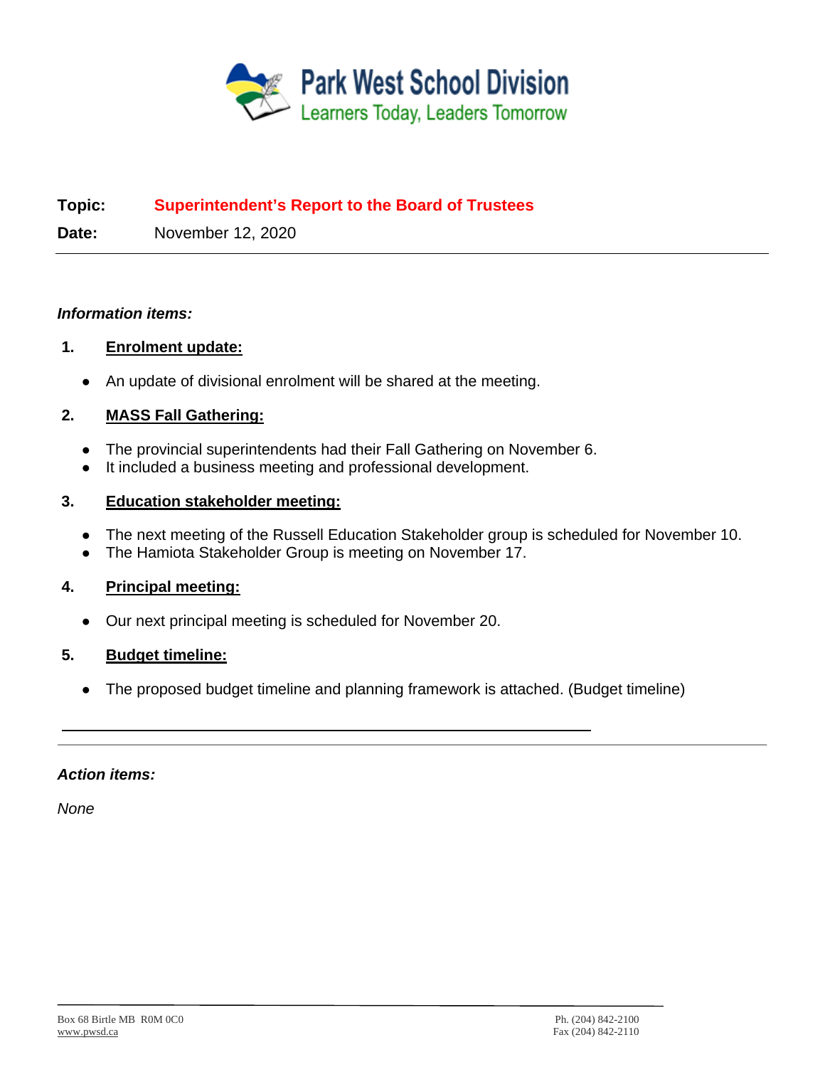**Park West School Division**
Learners Today, Leaders Tomorrow

**Topic:** **Superintendent's Report to the Board of Trustees**

**Date:** November 12, 2020

---

***Information items:***

1. **Enrolment update:**

   - An update of divisional enrolment will be shared at the meeting.

2. **MASS Fall Gathering:**

   - The provincial superintendents had their Fall Gathering on November 6.
   - It included a business meeting and professional development.

3. **Education stakeholder meeting:**

   - The next meeting of the Russell Education Stakeholder group is scheduled for November 10.
   - The Hamiota Stakeholder Group is meeting on November 17.

4. **Principal meeting:**

   - Our next principal meeting is scheduled for November 20.

5. **Budget timeline:**

   - The proposed budget timeline and planning framework is attached. (Budget timeline)

---

***Action items:***

*None*

Box 68 Birtle MB R0M 0C0
www.pwsd.ca

Ph. (204) 842-2100
Fax (204) 842-2110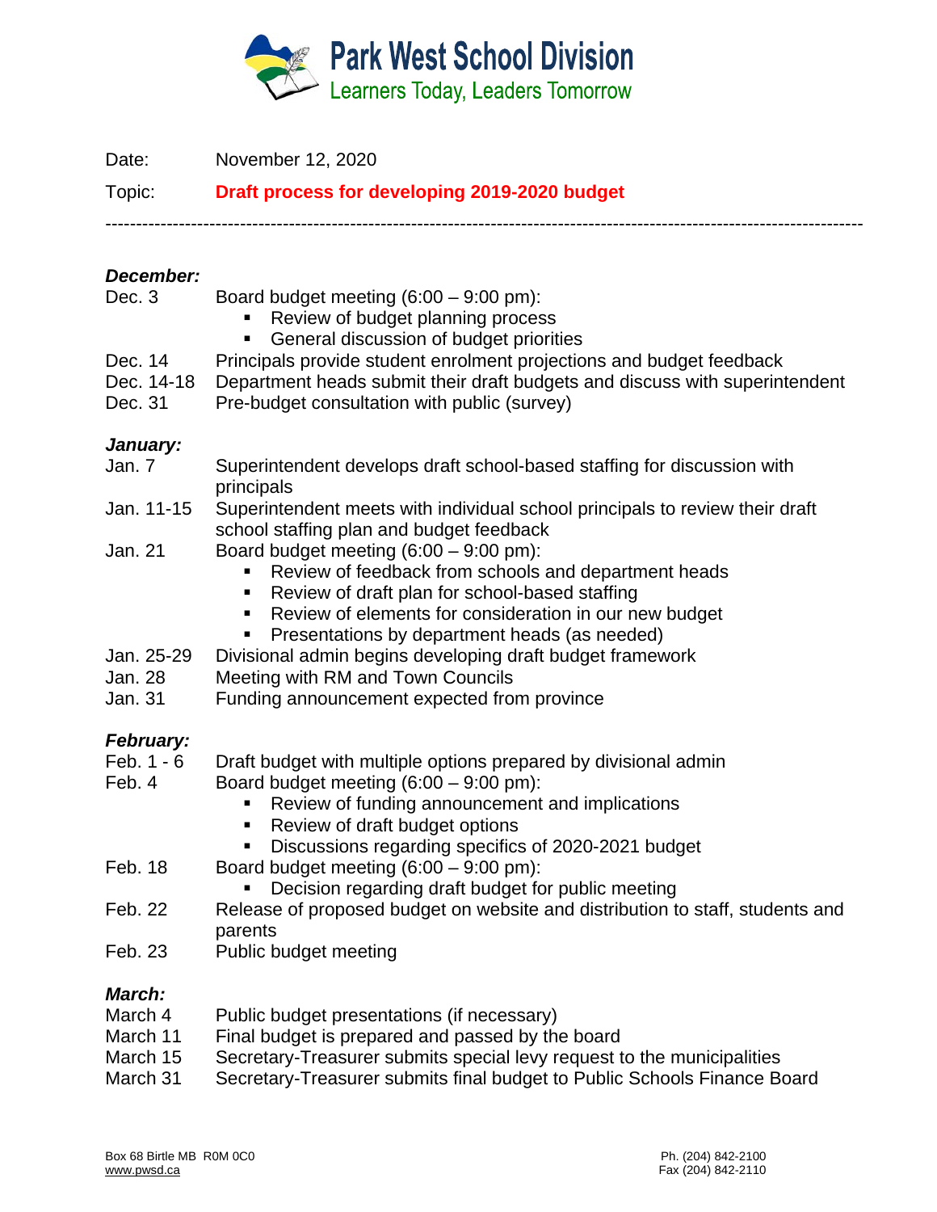# Park West School Division

Learners Today, Leaders Tomorrow

Date: November 12, 2020

Topic: **Draft process for developing 2019-2020 budget**

---

### *December:*

Dec. 3 — Board budget meeting (6:00 – 9:00 pm):
- Review of budget planning process
- General discussion of budget priorities

Dec. 14 — Principals provide student enrolment projections and budget feedback

Dec. 14-18 — Department heads submit their draft budgets and discuss with superintendent

Dec. 31 — Pre-budget consultation with public (survey)

### *January:*

Jan. 7 — Superintendent develops draft school-based staffing for discussion with principals

Jan. 11-15 — Superintendent meets with individual school principals to review their draft school staffing plan and budget feedback

Jan. 21 — Board budget meeting (6:00 – 9:00 pm):
- Review of feedback from schools and department heads
- Review of draft plan for school-based staffing
- Review of elements for consideration in our new budget
- Presentations by department heads (as needed)

Jan. 25-29 — Divisional admin begins developing draft budget framework

Jan. 28 — Meeting with RM and Town Councils

Jan. 31 — Funding announcement expected from province

### *February:*

Feb. 1 - 6 — Draft budget with multiple options prepared by divisional admin

Feb. 4 — Board budget meeting (6:00 – 9:00 pm):
- Review of funding announcement and implications
- Review of draft budget options
- Discussions regarding specifics of 2020-2021 budget

Feb. 18 — Board budget meeting (6:00 – 9:00 pm):
- Decision regarding draft budget for public meeting

Feb. 22 — Release of proposed budget on website and distribution to staff, students and parents

Feb. 23 — Public budget meeting

### *March:*

March 4 — Public budget presentations (if necessary)

March 11 — Final budget is prepared and passed by the board

March 15 — Secretary-Treasurer submits special levy request to the municipalities

March 31 — Secretary-Treasurer submits final budget to Public Schools Finance Board

Box 68 Birtle MB R0M 0C0
www.pwsd.ca

Ph. (204) 842-2100
Fax (204) 842-2110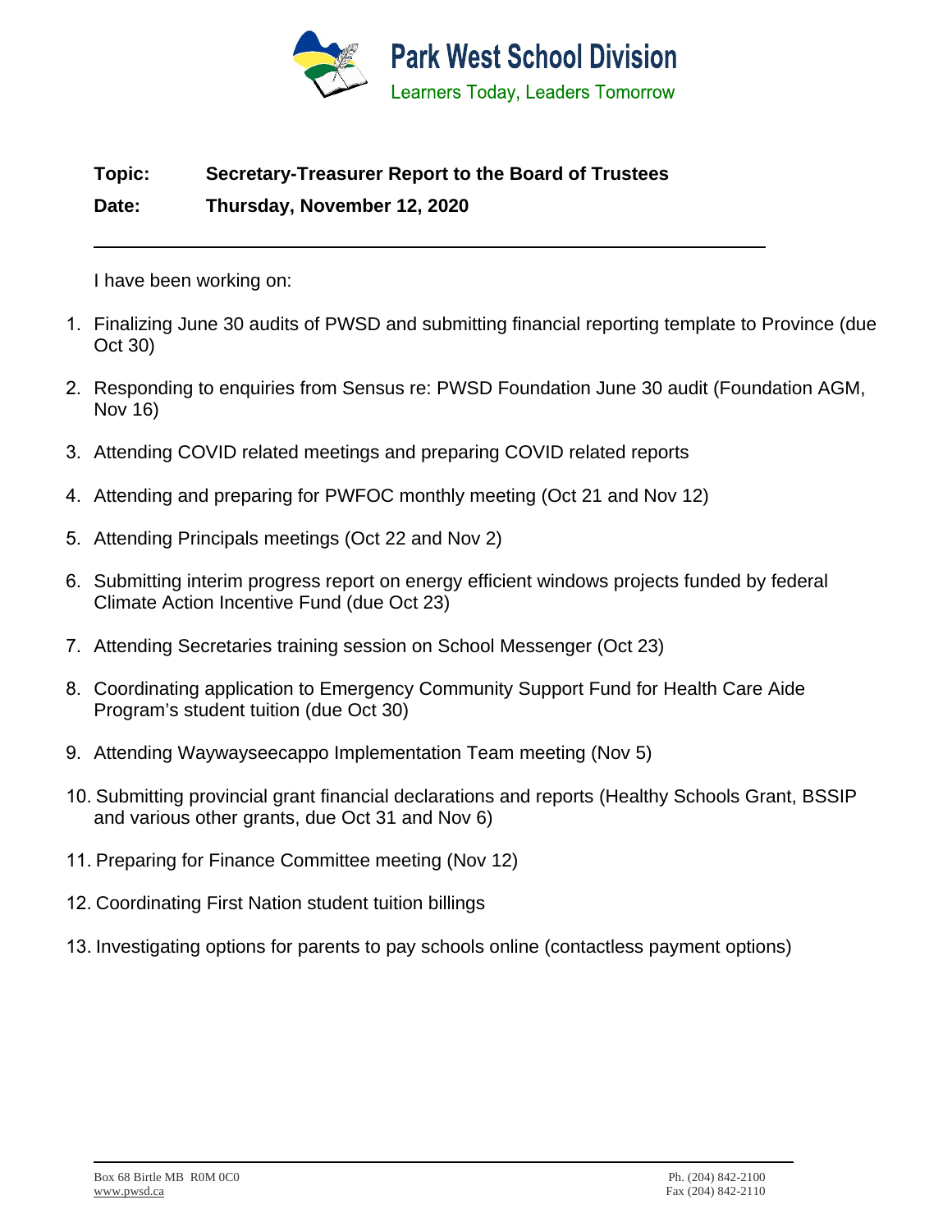**Park West School Division**

Learners Today, Leaders Tomorrow

**Topic:** **Secretary-Treasurer Report to the Board of Trustees**

**Date:** **Thursday, November 12, 2020**

---

I have been working on:

1. Finalizing June 30 audits of PWSD and submitting financial reporting template to Province (due Oct 30)
2. Responding to enquiries from Sensus re: PWSD Foundation June 30 audit (Foundation AGM, Nov 16)
3. Attending COVID related meetings and preparing COVID related reports
4. Attending and preparing for PWFOC monthly meeting (Oct 21 and Nov 12)
5. Attending Principals meetings (Oct 22 and Nov 2)
6. Submitting interim progress report on energy efficient windows projects funded by federal Climate Action Incentive Fund (due Oct 23)
7. Attending Secretaries training session on School Messenger (Oct 23)
8. Coordinating application to Emergency Community Support Fund for Health Care Aide Program's student tuition (due Oct 30)
9. Attending Waywayseecappo Implementation Team meeting (Nov 5)
10. Submitting provincial grant financial declarations and reports (Healthy Schools Grant, BSSIP and various other grants, due Oct 31 and Nov 6)
11. Preparing for Finance Committee meeting (Nov 12)
12. Coordinating First Nation student tuition billings
13. Investigating options for parents to pay schools online (contactless payment options)

---

Box 68 Birtle MB R0M 0C0
www.pwsd.ca

Ph. (204) 842-2100
Fax (204) 842-2110